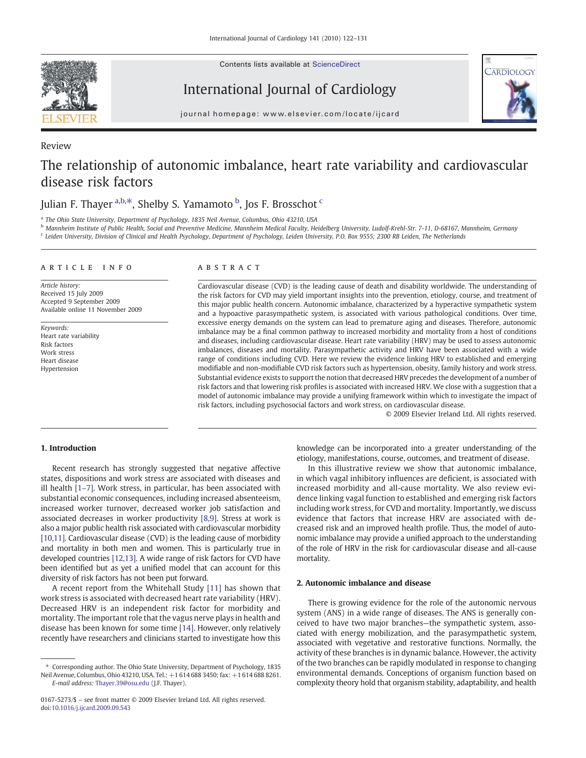Review

# The relationship of autonomic imbalance, heart rate variability and cardiovascular disease risk factors

Julian F. Thayer [a,b,*], Shelby S. Yamamoto [b], Jos F. Brosschot [c]

[a] The Ohio State University, Department of Psychology, 1835 Neil Avenue, Columbus, Ohio 43210, USA
[b] Mannheim Institute of Public Health, Social and Preventive Medicine, Mannheim Medical Faculty, Heidelberg University, Ludolf-Krehl-Str. 7-11, D-68167, Mannheim, Germany
[c] Leiden University, Division of Clinical and Health Psychology, Department of Psychology, Leiden University, P.O. Box 9555; 2300 RB Leiden, The Netherlands

## ARTICLE INFO

*Article history:*
Received 15 July 2009
Accepted 9 September 2009
Available online 11 November 2009

*Keywords:*
Heart rate variability
Risk factors
Work stress
Heart disease
Hypertension

## ABSTRACT

Cardiovascular disease (CVD) is the leading cause of death and disability worldwide. The understanding of the risk factors for CVD may yield important insights into the prevention, etiology, course, and treatment of this major public health concern. Autonomic imbalance, characterized by a hyperactive sympathetic system and a hypoactive parasympathetic system, is associated with various pathological conditions. Over time, excessive energy demands on the system can lead to premature aging and diseases. Therefore, autonomic imbalance may be a final common pathway to increased morbidity and mortality from a host of conditions and diseases, including cardiovascular disease. Heart rate variability (HRV) may be used to assess autonomic imbalances, diseases and mortality. Parasympathetic activity and HRV have been associated with a wide range of conditions including CVD. Here we review the evidence linking HRV to established and emerging modifiable and non-modifiable CVD risk factors such as hypertension, obesity, family history and work stress. Substantial evidence exists to support the notion that decreased HRV precedes the development of a number of risk factors and that lowering risk profiles is associated with increased HRV. We close with a suggestion that a model of autonomic imbalance may provide a unifying framework within which to investigate the impact of risk factors, including psychosocial factors and work stress, on cardiovascular disease.

© 2009 Elsevier Ireland Ltd. All rights reserved.

## 1. Introduction

Recent research has strongly suggested that negative affective states, dispositions and work stress are associated with diseases and ill health [1–7]. Work stress, in particular, has been associated with substantial economic consequences, including increased absenteeism, increased worker turnover, decreased worker job satisfaction and associated decreases in worker productivity [8,9]. Stress at work is also a major public health risk associated with cardiovascular morbidity [10,11]. Cardiovascular disease (CVD) is the leading cause of morbidity and mortality in both men and women. This is particularly true in developed countries [12,13]. A wide range of risk factors for CVD have been identified but as yet a unified model that can account for this diversity of risk factors has not been put forward.

A recent report from the Whitehall Study [11] has shown that work stress is associated with decreased heart rate variability (HRV). Decreased HRV is an independent risk factor for morbidity and mortality. The important role that the vagus nerve plays in health and disease has been known for some time [14]. However, only relatively recently have researchers and clinicians started to investigate how this knowledge can be incorporated into a greater understanding of the etiology, manifestations, course, outcomes, and treatment of disease.

In this illustrative review we show that autonomic imbalance, in which vagal inhibitory influences are deficient, is associated with increased morbidity and all-cause mortality. We also review evidence linking vagal function to established and emerging risk factors including work stress, for CVD and mortality. Importantly, we discuss evidence that factors that increase HRV are associated with decreased risk and an improved health profile. Thus, the model of autonomic imbalance may provide a unified approach to the understanding of the role of HRV in the risk for cardiovascular disease and all-cause mortality.

## 2. Autonomic imbalance and disease

There is growing evidence for the role of the autonomic nervous system (ANS) in a wide range of diseases. The ANS is generally conceived to have two major branches—the sympathetic system, associated with energy mobilization, and the parasympathetic system, associated with vegetative and restorative functions. Normally, the activity of these branches is in dynamic balance. However, the activity of the two branches can be rapidly modulated in response to changing environmental demands. Conceptions of organism function based on complexity theory hold that organism stability, adaptability, and health

* Corresponding author. The Ohio State University, Department of Psychology, 1835 Neil Avenue, Columbus, Ohio 43210, USA. Tel.: +1 614 688 3450; fax: +1 614 688 8261.
*E-mail address:* Thayer.39@osu.edu (J.F. Thayer).

0167-5273/$ – see front matter © 2009 Elsevier Ireland Ltd. All rights reserved.
doi:10.1016/j.ijcard.2009.09.543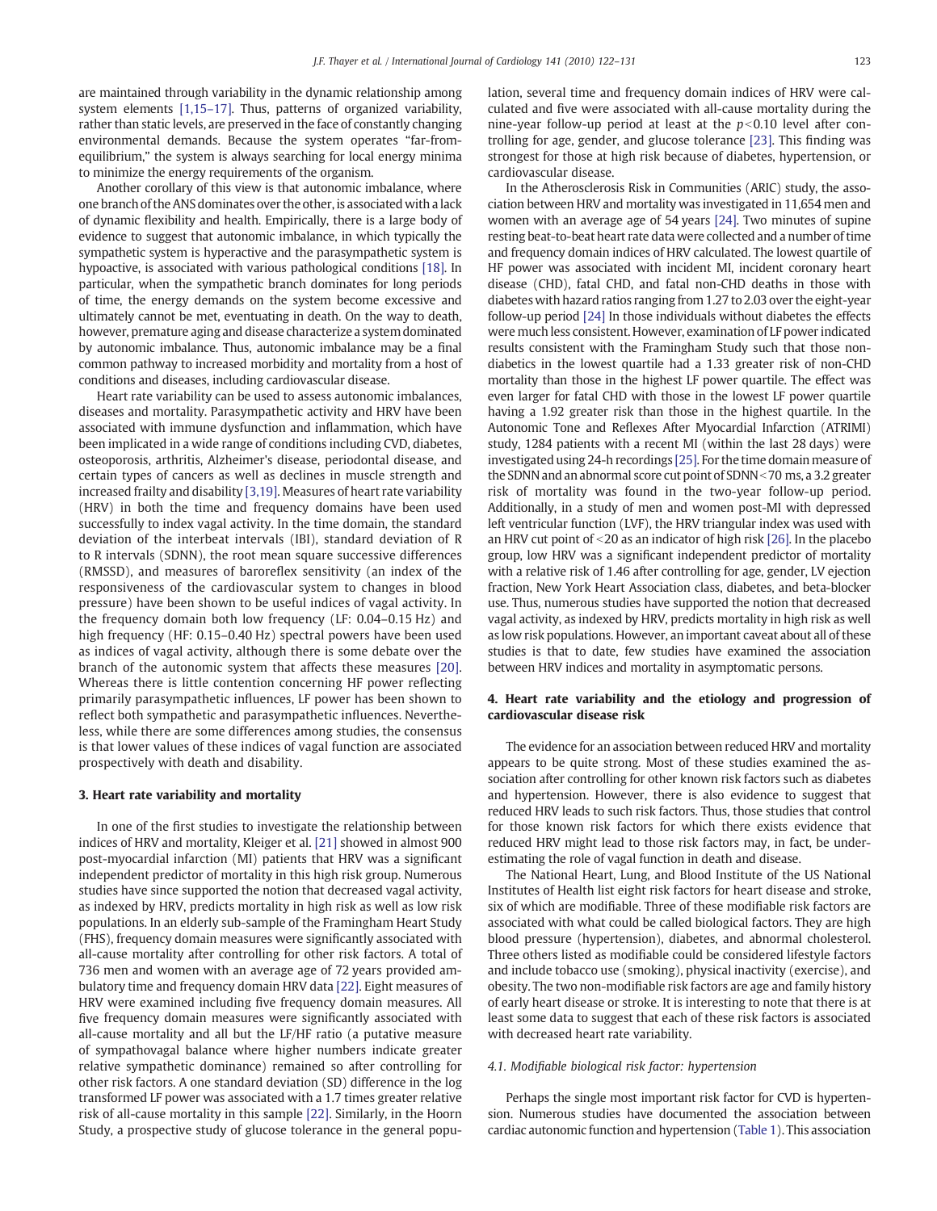are maintained through variability in the dynamic relationship among system elements [1,15–17]. Thus, patterns of organized variability, rather than static levels, are preserved in the face of constantly changing environmental demands. Because the system operates "far-from-equilibrium," the system is always searching for local energy minima to minimize the energy requirements of the organism.

Another corollary of this view is that autonomic imbalance, where one branch of the ANS dominates over the other, is associated with a lack of dynamic flexibility and health. Empirically, there is a large body of evidence to suggest that autonomic imbalance, in which typically the sympathetic system is hyperactive and the parasympathetic system is hypoactive, is associated with various pathological conditions [18]. In particular, when the sympathetic branch dominates for long periods of time, the energy demands on the system become excessive and ultimately cannot be met, eventuating in death. On the way to death, however, premature aging and disease characterize a system dominated by autonomic imbalance. Thus, autonomic imbalance may be a final common pathway to increased morbidity and mortality from a host of conditions and diseases, including cardiovascular disease.

Heart rate variability can be used to assess autonomic imbalances, diseases and mortality. Parasympathetic activity and HRV have been associated with immune dysfunction and inflammation, which have been implicated in a wide range of conditions including CVD, diabetes, osteoporosis, arthritis, Alzheimer's disease, periodontal disease, and certain types of cancers as well as declines in muscle strength and increased frailty and disability [3,19]. Measures of heart rate variability (HRV) in both the time and frequency domains have been used successfully to index vagal activity. In the time domain, the standard deviation of the interbeat intervals (IBI), standard deviation of R to R intervals (SDNN), the root mean square successive differences (RMSSD), and measures of baroreflex sensitivity (an index of the responsiveness of the cardiovascular system to changes in blood pressure) have been shown to be useful indices of vagal activity. In the frequency domain both low frequency (LF: 0.04–0.15 Hz) and high frequency (HF: 0.15–0.40 Hz) spectral powers have been used as indices of vagal activity, although there is some debate over the branch of the autonomic system that affects these measures [20]. Whereas there is little contention concerning HF power reflecting primarily parasympathetic influences, LF power has been shown to reflect both sympathetic and parasympathetic influences. Nevertheless, while there are some differences among studies, the consensus is that lower values of these indices of vagal function are associated prospectively with death and disability.

## 3. Heart rate variability and mortality

In one of the first studies to investigate the relationship between indices of HRV and mortality, Kleiger et al. [21] showed in almost 900 post-myocardial infarction (MI) patients that HRV was a significant independent predictor of mortality in this high risk group. Numerous studies have since supported the notion that decreased vagal activity, as indexed by HRV, predicts mortality in high risk as well as low risk populations. In an elderly sub-sample of the Framingham Heart Study (FHS), frequency domain measures were significantly associated with all-cause mortality after controlling for other risk factors. A total of 736 men and women with an average age of 72 years provided ambulatory time and frequency domain HRV data [22]. Eight measures of HRV were examined including five frequency domain measures. All five frequency domain measures were significantly associated with all-cause mortality and all but the LF/HF ratio (a putative measure of sympathovagal balance where higher numbers indicate greater relative sympathetic dominance) remained so after controlling for other risk factors. A one standard deviation (SD) difference in the log transformed LF power was associated with a 1.7 times greater relative risk of all-cause mortality in this sample [22]. Similarly, in the Hoorn Study, a prospective study of glucose tolerance in the general population, several time and frequency domain indices of HRV were calculated and five were associated with all-cause mortality during the nine-year follow-up period at least at the $p<0.10$ level after controlling for age, gender, and glucose tolerance [23]. This finding was strongest for those at high risk because of diabetes, hypertension, or cardiovascular disease.

In the Atherosclerosis Risk in Communities (ARIC) study, the association between HRV and mortality was investigated in 11,654 men and women with an average age of 54 years [24]. Two minutes of supine resting beat-to-beat heart rate data were collected and a number of time and frequency domain indices of HRV calculated. The lowest quartile of HF power was associated with incident MI, incident coronary heart disease (CHD), fatal CHD, and fatal non-CHD deaths in those with diabetes with hazard ratios ranging from 1.27 to 2.03 over the eight-year follow-up period [24] In those individuals without diabetes the effects were much less consistent. However, examination of LF power indicated results consistent with the Framingham Study such that those non-diabetics in the lowest quartile had a 1.33 greater risk of non-CHD mortality than those in the highest LF power quartile. The effect was even larger for fatal CHD with those in the lowest LF power quartile having a 1.92 greater risk than those in the highest quartile. In the Autonomic Tone and Reflexes After Myocardial Infarction (ATRIMI) study, 1284 patients with a recent MI (within the last 28 days) were investigated using 24-h recordings [25]. For the time domain measure of the SDNN and an abnormal score cut point of SDNN < 70 ms, a 3.2 greater risk of mortality was found in the two-year follow-up period. Additionally, in a study of men and women post-MI with depressed left ventricular function (LVF), the HRV triangular index was used with an HRV cut point of < 20 as an indicator of high risk [26]. In the placebo group, low HRV was a significant independent predictor of mortality with a relative risk of 1.46 after controlling for age, gender, LV ejection fraction, New York Heart Association class, diabetes, and beta-blocker use. Thus, numerous studies have supported the notion that decreased vagal activity, as indexed by HRV, predicts mortality in high risk as well as low risk populations. However, an important caveat about all of these studies is that to date, few studies have examined the association between HRV indices and mortality in asymptomatic persons.

## 4. Heart rate variability and the etiology and progression of cardiovascular disease risk

The evidence for an association between reduced HRV and mortality appears to be quite strong. Most of these studies examined the association after controlling for other known risk factors such as diabetes and hypertension. However, there is also evidence to suggest that reduced HRV leads to such risk factors. Thus, those studies that control for those known risk factors for which there exists evidence that reduced HRV leads to those risk factors may, in fact, be underestimating the role of vagal function in death and disease.

The National Heart, Lung, and Blood Institute of the US National Institutes of Health list eight risk factors for heart disease and stroke, six of which are modifiable. Three of these modifiable risk factors are associated with what could be called biological factors. They are high blood pressure (hypertension), diabetes, and abnormal cholesterol. Three others listed as modifiable could be considered lifestyle factors and include tobacco use (smoking), physical inactivity (exercise), and obesity. The two non-modifiable risk factors are age and family history of early heart disease or stroke. It is interesting to note that there is at least some data to suggest that each of these risk factors is associated with decreased heart rate variability.

### *4.1. Modifiable biological risk factor: hypertension*

Perhaps the single most important risk factor for CVD is hypertension. Numerous studies have documented the association between cardiac autonomic function and hypertension (Table 1). This association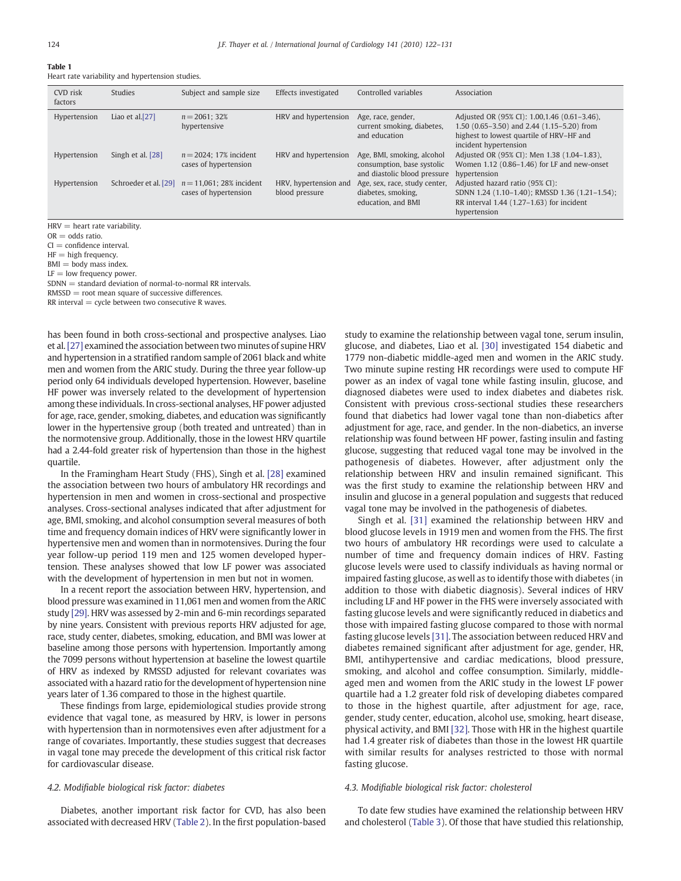**Table 1**
Heart rate variability and hypertension studies.

| CVD risk factors | Studies | Subject and sample size | Effects investigated | Controlled variables | Association |
|---|---|---|---|---|---|
| Hypertension | Liao et al.[27] | n = 2061; 32% hypertensive | HRV and hypertension | Age, race, gender, current smoking, diabetes, and education | Adjusted OR (95% CI): 1.00,1.46 (0.61–3.46), 1.50 (0.65–3.50) and 2.44 (1.15–5.20) from highest to lowest quartile of HRV–HF and incident hypertension |
| Hypertension | Singh et al. [28] | n = 2024; 17% incident cases of hypertension | HRV and hypertension | Age, BMI, smoking, alcohol consumption, base systolic and diastolic blood pressure | Adjusted OR (95% CI): Men 1.38 (1.04–1.83), Women 1.12 (0.86–1.46) for LF and new-onset hypertension |
| Hypertension | Schroeder et al. [29] | n = 11,061; 28% incident cases of hypertension | HRV, hypertension and blood pressure | Age, sex, race, study center, diabetes, smoking, education, and BMI | Adjusted hazard ratio (95% CI): SDNN 1.24 (1.10–1.40); RMSSD 1.36 (1.21–1.54); RR interval 1.44 (1.27–1.63) for incident hypertension |

HRV = heart rate variability.
OR = odds ratio.
CI = confidence interval.
HF = high frequency.
BMI = body mass index.
LF = low frequency power.
SDNN = standard deviation of normal-to-normal RR intervals.
RMSSD = root mean square of successive differences.
RR interval = cycle between two consecutive R waves.

has been found in both cross-sectional and prospective analyses. Liao et al. [27] examined the association between two minutes of supine HRV and hypertension in a stratified random sample of 2061 black and white men and women from the ARIC study. During the three year follow-up period only 64 individuals developed hypertension. However, baseline HF power was inversely related to the development of hypertension among these individuals. In cross-sectional analyses, HF power adjusted for age, race, gender, smoking, diabetes, and education was significantly lower in the hypertensive group (both treated and untreated) than in the normotensive group. Additionally, those in the lowest HRV quartile had a 2.44-fold greater risk of hypertension than those in the highest quartile.

In the Framingham Heart Study (FHS), Singh et al. [28] examined the association between two hours of ambulatory HR recordings and hypertension in men and women in cross-sectional and prospective analyses. Cross-sectional analyses indicated that after adjustment for age, BMI, smoking, and alcohol consumption several measures of both time and frequency domain indices of HRV were significantly lower in hypertensive men and women than in normotensives. During the four year follow-up period 119 men and 125 women developed hypertension. These analyses showed that low LF power was associated with the development of hypertension in men but not in women.

In a recent report the association between HRV, hypertension, and blood pressure was examined in 11,061 men and women from the ARIC study [29]. HRV was assessed by 2-min and 6-min recordings separated by nine years. Consistent with previous reports HRV adjusted for age, race, study center, diabetes, smoking, education, and BMI was lower at baseline among those persons with hypertension. Importantly among the 7099 persons without hypertension at baseline the lowest quartile of HRV as indexed by RMSSD adjusted for relevant covariates was associated with a hazard ratio for the development of hypertension nine years later of 1.36 compared to those in the highest quartile.

These findings from large, epidemiological studies provide strong evidence that vagal tone, as measured by HRV, is lower in persons with hypertension than in normotensives even after adjustment for a range of covariates. Importantly, these studies suggest that decreases in vagal tone may precede the development of this critical risk factor for cardiovascular disease.

### 4.2. Modifiable biological risk factor: diabetes

Diabetes, another important risk factor for CVD, has also been associated with decreased HRV (Table 2). In the first population-based study to examine the relationship between vagal tone, serum insulin, glucose, and diabetes, Liao et al. [30] investigated 154 diabetic and 1779 non-diabetic middle-aged men and women in the ARIC study. Two minute supine resting HR recordings were used to compute HF power as an index of vagal tone while fasting insulin, glucose, and diagnosed diabetes were used to index diabetes and diabetes risk. Consistent with previous cross-sectional studies these researchers found that diabetics had lower vagal tone than non-diabetics after adjustment for age, race, and gender. In the non-diabetics, an inverse relationship was found between HF power, fasting insulin and fasting glucose, suggesting that reduced vagal tone may be involved in the pathogenesis of diabetes. However, after adjustment only the relationship between HRV and insulin remained significant. This was the first study to examine the relationship between HRV and insulin and glucose in a general population and suggests that reduced vagal tone may be involved in the pathogenesis of diabetes.

Singh et al. [31] examined the relationship between HRV and blood glucose levels in 1919 men and women from the FHS. The first two hours of ambulatory HR recordings were used to calculate a number of time and frequency domain indices of HRV. Fasting glucose levels were used to classify individuals as having normal or impaired fasting glucose, as well as to identify those with diabetes (in addition to those with diabetic diagnosis). Several indices of HRV including LF and HF power in the FHS were inversely associated with fasting glucose levels and were significantly reduced in diabetics and those with impaired fasting glucose compared to those with normal fasting glucose levels [31]. The association between reduced HRV and diabetes remained significant after adjustment for age, gender, HR, BMI, antihypertensive and cardiac medications, blood pressure, smoking, and alcohol and coffee consumption. Similarly, middle-aged men and women from the ARIC study in the lowest LF power quartile had a 1.2 greater fold risk of developing diabetes compared to those in the highest quartile, after adjustment for age, race, gender, study center, education, alcohol use, smoking, heart disease, physical activity, and BMI [32]. Those with HR in the highest quartile had 1.4 greater risk of diabetes than those in the lowest HR quartile with similar results for analyses restricted to those with normal fasting glucose.

### 4.3. Modifiable biological risk factor: cholesterol

To date few studies have examined the relationship between HRV and cholesterol (Table 3). Of those that have studied this relationship,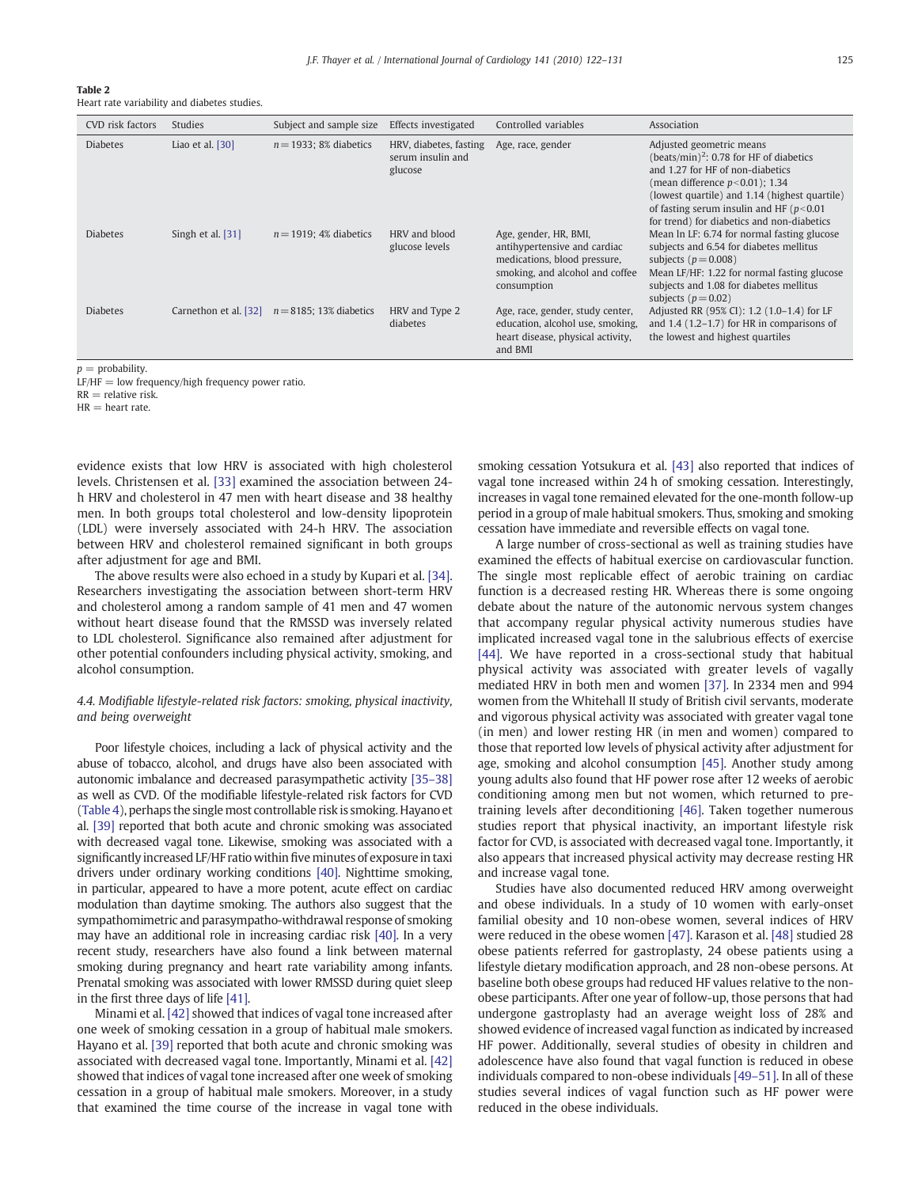**Table 2**
Heart rate variability and diabetes studies.

| CVD risk factors | Studies | Subject and sample size | Effects investigated | Controlled variables | Association |
|---|---|---|---|---|---|
| Diabetes | Liao et al. [30] | $n = 1933$; 8% diabetics | HRV, diabetes, fasting serum insulin and glucose | Age, race, gender | Adjusted geometric means (beats/min)$^2$: 0.78 for HF of diabetics and 1.27 for HF of non-diabetics (mean difference $p<0.01$); 1.34 (lowest quartile) and 1.14 (highest quartile) of fasting serum insulin and HF ($p<0.01$ for trend) for diabetics and non-diabetics |
| Diabetes | Singh et al. [31] | $n = 1919$; 4% diabetics | HRV and blood glucose levels | Age, gender, HR, BMI, antihypertensive and cardiac medications, blood pressure, smoking, and alcohol and coffee consumption | Mean ln LF: 6.74 for normal fasting glucose subjects and 6.54 for diabetes mellitus subjects ($p = 0.008$) Mean LF/HF: 1.22 for normal fasting glucose subjects and 1.08 for diabetes mellitus subjects ($p = 0.02$) |
| Diabetes | Carnethon et al. [32] | $n = 8185$; 13% diabetics | HRV and Type 2 diabetes | Age, race, gender, study center, education, alcohol use, smoking, heart disease, physical activity, and BMI | Adjusted RR (95% CI): 1.2 (1.0–1.4) for LF and 1.4 (1.2–1.7) for HR in comparisons of the lowest and highest quartiles |

$p$ = probability.
LF/HF = low frequency/high frequency power ratio.
RR = relative risk.
HR = heart rate.

evidence exists that low HRV is associated with high cholesterol levels. Christensen et al. [33] examined the association between 24-h HRV and cholesterol in 47 men with heart disease and 38 healthy men. In both groups total cholesterol and low-density lipoprotein (LDL) were inversely associated with 24-h HRV. The association between HRV and cholesterol remained significant in both groups after adjustment for age and BMI.

The above results were also echoed in a study by Kupari et al. [34]. Researchers investigating the association between short-term HRV and cholesterol among a random sample of 41 men and 47 women without heart disease found that the RMSSD was inversely related to LDL cholesterol. Significance also remained after adjustment for other potential confounders including physical activity, smoking, and alcohol consumption.

### 4.4. Modifiable lifestyle-related risk factors: smoking, physical inactivity, and being overweight

Poor lifestyle choices, including a lack of physical activity and the abuse of tobacco, alcohol, and drugs have also been associated with autonomic imbalance and decreased parasympathetic activity [35–38] as well as CVD. Of the modifiable lifestyle-related risk factors for CVD (Table 4), perhaps the single most controllable risk is smoking. Hayano et al. [39] reported that both acute and chronic smoking was associated with decreased vagal tone. Likewise, smoking was associated with a significantly increased LF/HF ratio within five minutes of exposure in taxi drivers under ordinary working conditions [40]. Nighttime smoking, in particular, appeared to have a more potent, acute effect on cardiac modulation than daytime smoking. The authors also suggest that the sympathomimetric and parasympatho-withdrawal response of smoking may have an additional role in increasing cardiac risk [40]. In a very recent study, researchers have also found a link between maternal smoking during pregnancy and heart rate variability among infants. Prenatal smoking was associated with lower RMSSD during quiet sleep in the first three days of life [41].

Minami et al. [42] showed that indices of vagal tone increased after one week of smoking cessation in a group of habitual male smokers. Hayano et al. [39] reported that both acute and chronic smoking was associated with decreased vagal tone. Importantly, Minami et al. [42] showed that indices of vagal tone increased after one week of smoking cessation in a group of habitual male smokers. Moreover, in a study that examined the time course of the increase in vagal tone with smoking cessation Yotsukura et al. [43] also reported that indices of vagal tone increased within 24 h of smoking cessation. Interestingly, increases in vagal tone remained elevated for the one-month follow-up period in a group of male habitual smokers. Thus, smoking and smoking cessation have immediate and reversible effects on vagal tone.

A large number of cross-sectional as well as training studies have examined the effects of habitual exercise on cardiovascular function. The single most replicable effect of aerobic training on cardiac function is a decreased resting HR. Whereas there is some ongoing debate about the nature of the autonomic nervous system changes that accompany regular physical activity numerous studies have implicated increased vagal tone in the salubrious effects of exercise [44]. We have reported in a cross-sectional study that habitual physical activity was associated with greater levels of vagally mediated HRV in both men and women [37]. In 2334 men and 994 women from the Whitehall II study of British civil servants, moderate and vigorous physical activity was associated with greater vagal tone (in men) and lower resting HR (in men and women) compared to those that reported low levels of physical activity after adjustment for age, smoking and alcohol consumption [45]. Another study among young adults also found that HF power rose after 12 weeks of aerobic conditioning among men but not women, which returned to pre-training levels after deconditioning [46]. Taken together numerous studies report that physical inactivity, an important lifestyle risk factor for CVD, is associated with decreased vagal tone. Importantly, it also appears that increased physical activity may decrease resting HR and increase vagal tone.

Studies have also documented reduced HRV among overweight and obese individuals. In a study of 10 women with early-onset familial obesity and 10 non-obese women, several indices of HRV were reduced in the obese women [47]. Karason et al. [48] studied 28 obese patients referred for gastroplasty, 24 obese patients using a lifestyle dietary modification approach, and 28 non-obese persons. At baseline both obese groups had reduced HF values relative to the non-obese participants. After one year of follow-up, those persons that had undergone gastroplasty had an average weight loss of 28% and showed evidence of increased vagal function as indicated by increased HF power. Additionally, several studies of obesity in children and adolescence have also found that vagal function is reduced in obese individuals compared to non-obese individuals [49–51]. In all of these studies several indices of vagal function such as HF power were reduced in the obese individuals.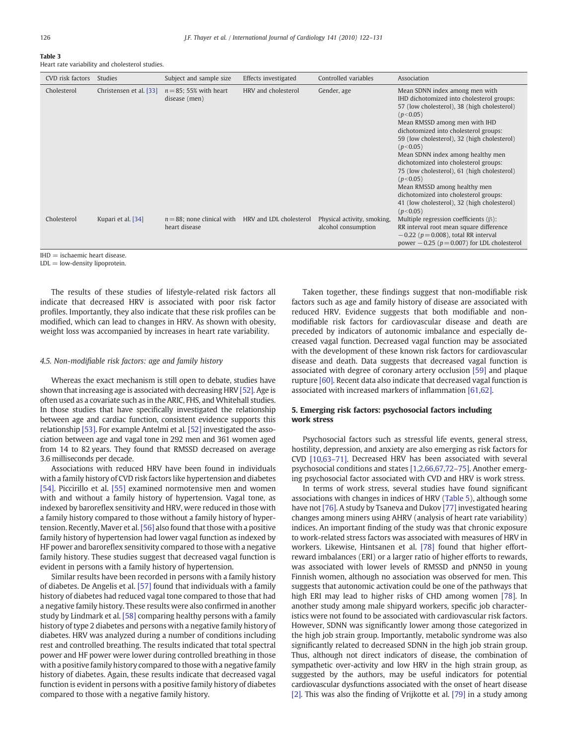**Table 3**
Heart rate variability and cholesterol studies.

| CVD risk factors | Studies | Subject and sample size | Effects investigated | Controlled variables | Association |
|---|---|---|---|---|---|
| Cholesterol | Christensen et al. [33] | $n = 85$; 55% with heart disease (men) | HRV and cholesterol | Gender, age | Mean SDNN index among men with IHD dichotomized into cholesterol groups: 57 (low cholesterol), 38 (high cholesterol) ($p<0.05$) Mean RMSSD among men with IHD dichotomized into cholesterol groups: 59 (low cholesterol), 32 (high cholesterol) ($p<0.05$) Mean SDNN index among healthy men dichotomized into cholesterol groups: 75 (low cholesterol), 61 (high cholesterol) ($p<0.05$) Mean RMSSD among healthy men dichotomized into cholesterol groups: 41 (low cholesterol), 32 (high cholesterol) ($p<0.05$) |
| Cholesterol | Kupari et al. [34] | $n = 88$; none clinical with heart disease | HRV and LDL cholesterol | Physical activity, smoking, alcohol consumption | Multiple regression coefficients (β): RR interval root mean square difference −0.22 ($p = 0.008$), total RR interval power −0.25 ($p = 0.007$) for LDL cholesterol |

IHD = ischaemic heart disease.
LDL = low-density lipoprotein.

The results of these studies of lifestyle-related risk factors all indicate that decreased HRV is associated with poor risk factor profiles. Importantly, they also indicate that these risk profiles can be modified, which can lead to changes in HRV. As shown with obesity, weight loss was accompanied by increases in heart rate variability.

### 4.5. Non-modifiable risk factors: age and family history

Whereas the exact mechanism is still open to debate, studies have shown that increasing age is associated with decreasing HRV [52]. Age is often used as a covariate such as in the ARIC, FHS, and Whitehall studies. In those studies that have specifically investigated the relationship between age and cardiac function, consistent evidence supports this relationship [53]. For example Antelmi et al. [52] investigated the association between age and vagal tone in 292 men and 361 women aged from 14 to 82 years. They found that RMSSD decreased on average 3.6 milliseconds per decade.

Associations with reduced HRV have been found in individuals with a family history of CVD risk factors like hypertension and diabetes [54]. Piccirillo et al. [55] examined normotensive men and women with and without a family history of hypertension. Vagal tone, as indexed by baroreflex sensitivity and HRV, were reduced in those with a family history compared to those without a family history of hypertension. Recently, Maver et al. [56] also found that those with a positive family history of hypertension had lower vagal function as indexed by HF power and baroreflex sensitivity compared to those with a negative family history. These studies suggest that decreased vagal function is evident in persons with a family history of hypertension.

Similar results have been recorded in persons with a family history of diabetes. De Angelis et al. [57] found that individuals with a family history of diabetes had reduced vagal tone compared to those that had a negative family history. These results were also confirmed in another study by Lindmark et al. [58] comparing healthy persons with a family history of type 2 diabetes and persons with a negative family history of diabetes. HRV was analyzed during a number of conditions including rest and controlled breathing. The results indicated that total spectral power and HF power were lower during controlled breathing in those with a positive family history compared to those with a negative family history of diabetes. Again, these results indicate that decreased vagal function is evident in persons with a positive family history of diabetes compared to those with a negative family history.

Taken together, these findings suggest that non-modifiable risk factors such as age and family history of disease are associated with reduced HRV. Evidence suggests that both modifiable and non-modifiable risk factors for cardiovascular disease and death are preceded by indicators of autonomic imbalance and especially decreased vagal function. Decreased vagal function may be associated with the development of these known risk factors for cardiovascular disease and death. Data suggests that decreased vagal function is associated with degree of coronary artery occlusion [59] and plaque rupture [60]. Recent data also indicate that decreased vagal function is associated with increased markers of inflammation [61,62].

## 5. Emerging risk factors: psychosocial factors including work stress

Psychosocial factors such as stressful life events, general stress, hostility, depression, and anxiety are also emerging as risk factors for CVD [10,63–71]. Decreased HRV has been associated with several psychosocial conditions and states [1,2,66,67,72–75]. Another emerging psychosocial factor associated with CVD and HRV is work stress.

In terms of work stress, several studies have found significant associations with changes in indices of HRV (Table 5), although some have not [76]. A study by Tsaneva and Dukov [77] investigated hearing changes among miners using AHRV (analysis of heart rate variability) indices. An important finding of the study was that chronic exposure to work-related stress factors was associated with measures of HRV in workers. Likewise, Hintsanen et al. [78] found that higher effort-reward imbalances (ERI) or a larger ratio of higher efforts to rewards, was associated with lower levels of RMSSD and pNN50 in young Finnish women, although no association was observed for men. This suggests that autonomic activation could be one of the pathways that high ERI may lead to higher risks of CHD among women [78]. In another study among male shipyard workers, specific job characteristics were not found to be associated with cardiovascular risk factors. However, SDNN was significantly lower among those categorized in the high job strain group. Importantly, metabolic syndrome was also significantly related to decreased SDNN in the high job strain group. Thus, although not direct indicators of disease, the combination of sympathetic over-activity and low HRV in the high strain group, as suggested by the authors, may be useful indicators for potential cardiovascular dysfunctions associated with the onset of heart disease [2]. This was also the finding of Vrijkotte et al. [79] in a study among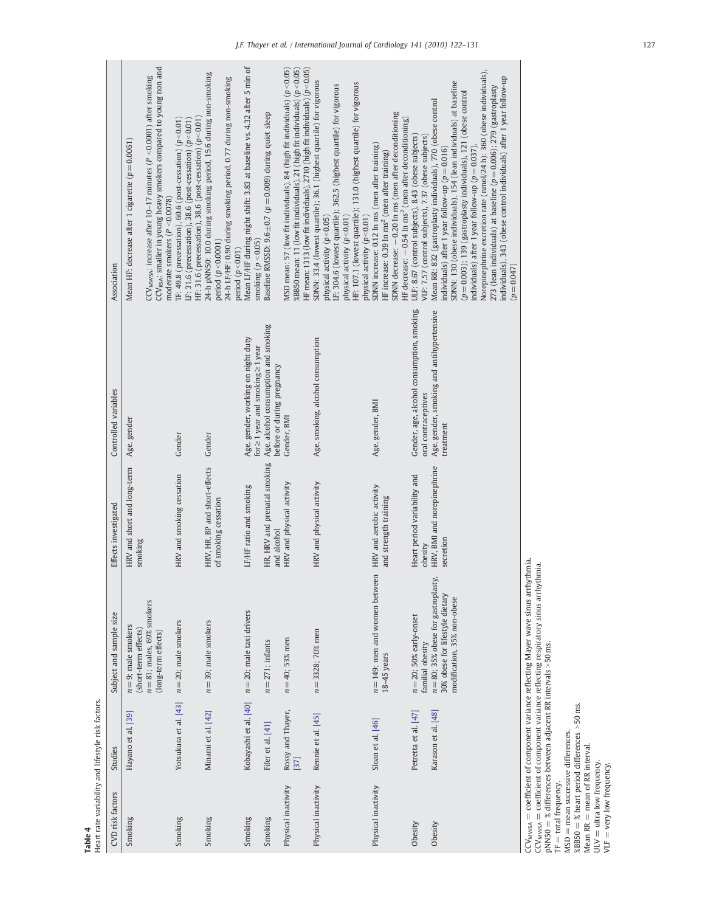**Table 4**
Heart rate variability and lifestyle risk factors.

| CVD risk factors | Studies | Subject and sample size | Effects investigated | Controlled variables | Association |
|---|---|---|---|---|---|
| Smoking | Hayano et al. [39] | $n = 9$; male smokers (short-term effects)<br>$n = 81$; males, 69% smokers (long-term effects) | HRV and short and long-term smoking | Age, gender | Mean HF: decrease after 1 cigarette ($p = 0.0061$)<br>$CCV_{MWSA}$: increase after 10–17 minutes ($P < 0.0001$) after smoking<br>$CCV_{RSA}$: smaller in young heavy smokers compared to young non and moderate smokers ($P < 0.0078$) |
| Smoking | Yotsukura et al. [43] | $n = 20$; male smokers | HRV and smoking cessation | Gender | TF: 49.8 (precessation), 60.6 (post-cessation) ($p < 0.01$)<br>LF: 31.6 (precessation), 38.6 (post-cessation) ($p < 0.01$)<br>HF: 31.6 (precessation), 38.6 (post-cessation) ($p < 0.01$) |
| Smoking | Minami et al. [42] | $n = 39$; male smokers | HRV, HR, BP and short-effects of smoking cessation | Gender | 24-h pNN50: 10.0 during smoking period, 15.6 during non-smoking period ($p < 0.0001$)<br>24-h LF/HF: 0.90 during smoking period, 0.77 during non-smoking period ($p < 0.01$) |
| Smoking | Kobayashi et al. [40] | $n = 20$; male taxi drivers | LF/HF ratio and smoking | Age, gender, working on night duty for ≥ 1 year and smoking ≥ 1 year | Mean LF/HF during night shift: 3.83 at baseline vs. 4.32 after 5 min of smoking ($p < 0.05$) |
| Smoking | Fifer et al. [41] | $n = 271$; infants | HR, HRV and prenatal smoking and alcohol | Age, alcohol consumption and smoking before or during pregnancy | Baseline RMSSD: 9.6 ± 0.7 ($p = 0.009$) during quiet sleep |
| Physical inactivity | Rossy and Thayer, [37] | $n = 40$; 53% men | HRV and physical activity | Gender, BMI | MSD mean: 57 (low fit individuals), 84 (high fit individuals) ($p < 0.05$)<br>%BB50 mean: 11 (low fit individuals), 21 (high fit individuals) ($p < 0.05$)<br>HF mean: 1313 (low fit individuals), 2710 (high fit individuals) ($p < 0.05$) |
| Physical inactivity | Rennie et al. [45] | $n = 3328$; 70% men | HRV and physical activity | Age, smoking, alcohol consumption | SDNN: 33.4 (lowest quartile); 36.1 (highest quartile) for vigorous physical activity ($p < 0.05$)<br>LF: 304.6 (lowest quartile); 362.5 (highest quartile) for vigorous physical activity ($p < 0.01$)<br>HF: 107.1 (lowest quartile); 131.0 (highest quartile) for vigorous physical activity ($p < 0.01$) |
| Physical inactivity | Sloan et al. [46] | $n = 149$; men and women between 18–45 years | HRV and aerobic activity and strength training | Age, gender, BMI | SDNN increase: 0.12 ln ms (men after training)<br>HF increase: 0.39 ln ms² (men after training)<br>SDNN decrease: −0.20 ln ms (men after deconditioning)<br>HF decrease: −0.54 ln ms² (men after deconditioning) |
| Obesity | Petretta et al. [47] | $n = 20$; 50% early-onset familial obesity | Heart period variability and obesity | Gender, age, alcohol consumption, smoking, oral contraceptives | ULF: 8.67 (control subjects), 8.43 (obese subjects)<br>VLF: 7.57 (control subjects), 7.37 (obese subjects) |
| Obesity | Karason et al. [48] | $n = 80$; 35% obese for gastroplasty, 30% obese for lifestyle dietary modification, 35% non-obese | HRV, BMI and norepinephrine secretion | Age, gender, smoking and antihypertensive treatment | Mean RR: 832 (gastroplasty individuals), 770 (obese control individuals) after 1 year follow-up ($p = 0.016$)<br>SDNN: 130 (obese individuals), 154 (lean individuals) at baseline ($p = 0.003$); 139 (gastroplasty individuals), 121 (obese control individuals) after 1 year follow-up ($p = 0.037$).<br>Norepinephrine excretion rate (nmol/24 h): 360 (obese individuals), 273 (lean individuals) at baseline ($p = 0.006$); 279 (gastroplasty individuals), 343 (obese control individuals) after 1 year follow-up ($p = 0.047$) |

$CCV_{MWSA}$ = coefficient of component variance reflecting Mayer wave sinus arrhythmia.
$CCV_{MWSA}$ = coefficient of component variance reflecting respiratory sinus arrhythmia.
pNN50 = % differences between adjacent RR intervals > 50 ms.
TF = total frequency.
MSD = mean successive differences.
%BB50 = % heart period differences > 50 ms.
Mean RR = mean of RR interval.
ULV = ultra low frequency.
VLF = very low frequency.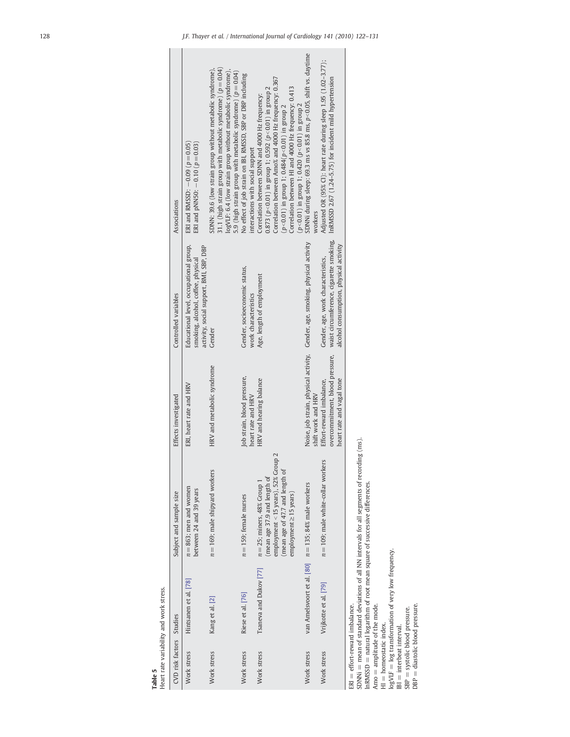**Table 5**
Heart rate variability and work stress.

| CVD risk factors | Studies | Subject and sample size | Effects investigated | Controlled variables | Associations |
|---|---|---|---|---|---|
| Work stress | Hintsanen et al. [78] | $n=863$; men and women between 24 and 39 years | ERI, heart rate and HRV | Educational level, occupational group, smoking, alcohol, coffee, physical activity, social support, BMI, SBP, DBP | ERI and RMSSD: −0.09 ($p=0.05$)<br>ERI and pNN50: −0.10 ($p=0.03$) |
| Work stress | Kang et al. [2] | $n=169$; male shipyard workers | HRV and metabolic syndrome | Gender | SDNN: 39.6 (low strain group without metabolic syndrome), 31.1 (high strain group with metabolic syndrome) ($p=0.04$)<br>logVLF: 6.4 (low strain group without metabolic syndrome), 5.9 (high strain group with metabolic syndrome) ($p=0.04$) |
| Work stress | Riese et al. [76] | $n=159$; female nurses | Job strain, blood pressure, heart rate and HRV | Gender, socioeconomic status, work characteristics | No effect of job strain on IBI, RMSSD, SBP or DBP including interactions with social support |
| Work stress | Tsaneva and Dukov [77] | $n=25$; miners, 48% Group 1 (mean age 37.9 and length of employment < 15 years), 52% Group 2 (mean age of 47.7 and length of employment ≥ 15 years) | HRV and hearing balance | Age, length of employment | Correlation between SDNN and 4000 Hz frequency: 0.873 ($p<0.01$) in group 1; 0.592 ($p<0.01$) in group 2<br>Correlation between Amo% and 4000 Hz frequency: 0.367 ($p<0.01$) in group 1; 0.484($p<0.01$) in group 2<br>Correlation between HI and 4000 Hz frequency: 0.413 ($p<0.01$) in group 1; 0.420 ($p<0.01$) in group 2 |
| Work stress | van Amelsvoort et al. [80] | $n=135$; 84% male workers | Noise, job strain, physical activity, shift work and HRV | Gender, age, smoking, physical activity | SDNNi during sleep: 69.3 ms vs 85.8 ms, $p<0.05$, shift vs. daytime workers |
| Work stress | Vrijkotte et al. [79] | $n=109$; male white-collar workers | Effort-reward imbalance, overcommitment, blood pressure, heart rate and vagal tone | Gender, age, work characteristics, waist circumference, cigarette smoking, alcohol consumption, physical activity | Adjusted OR (95% CI): heart rate during sleep 1.95 (1.02–3.77); lnRMSSD 2.67 (1.24–5.75) for incident mild hypertension |

ERI = effort-reward imbalance.
SDNNi = mean of standard deviations of all NN intervals for all segments of recording (ms).
lnRMSSD = natural logarithm of root mean square of successive differences.
Amo = amplitude of the mode.
HI = homeostatic index.
logVLF = log transformation of very low frequency.
IBI = interbeat interval.
SBP = systolic blood pressure.
DBP = diastolic blood pressure.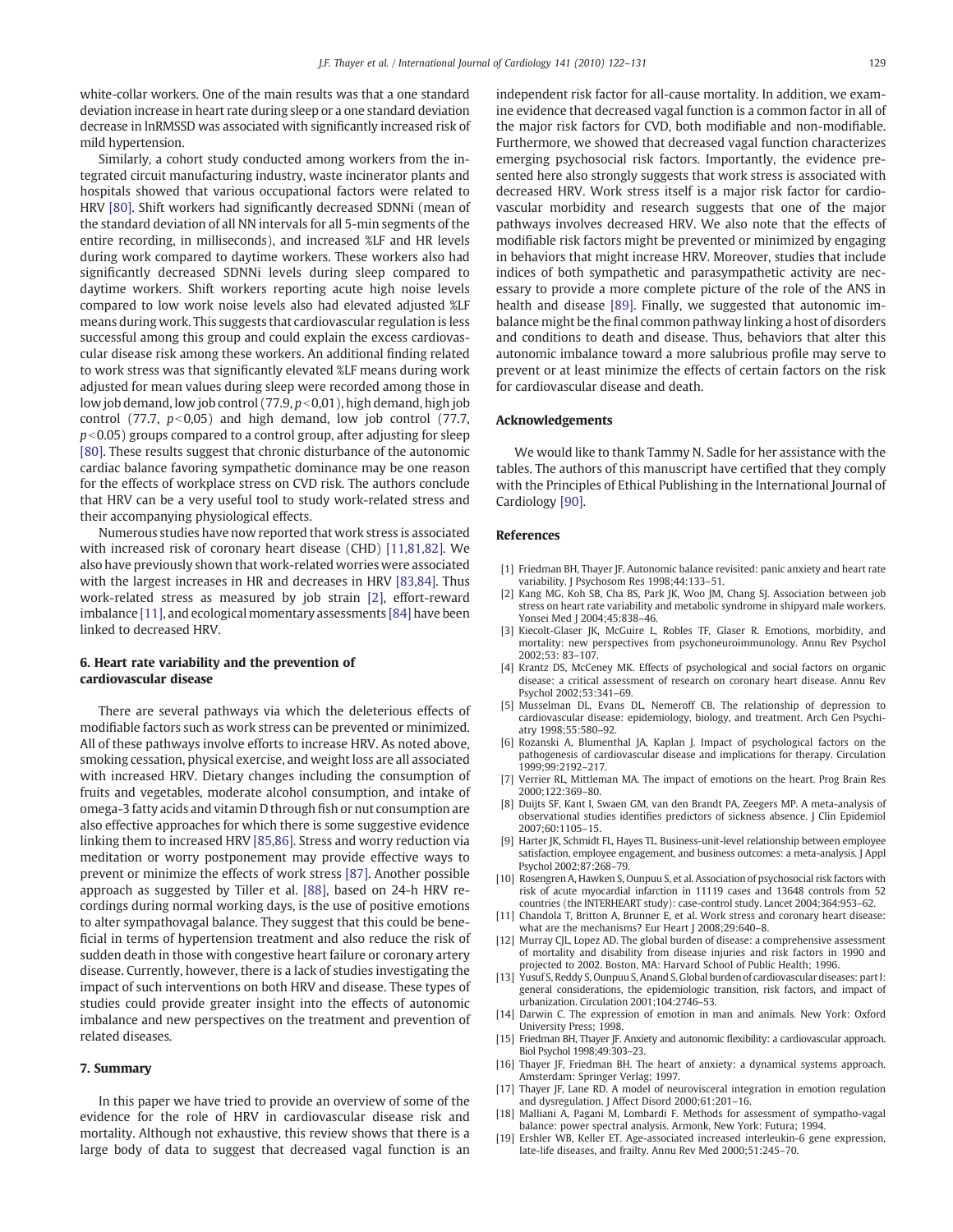white-collar workers. One of the main results was that a one standard deviation increase in heart rate during sleep or a one standard deviation decrease in lnRMSSD was associated with significantly increased risk of mild hypertension.

Similarly, a cohort study conducted among workers from the integrated circuit manufacturing industry, waste incinerator plants and hospitals showed that various occupational factors were related to HRV [80]. Shift workers had significantly decreased SDNNi (mean of the standard deviation of all NN intervals for all 5-min segments of the entire recording, in milliseconds), and increased %LF and HR levels during work compared to daytime workers. These workers also had significantly decreased SDNNi levels during sleep compared to daytime workers. Shift workers reporting acute high noise levels compared to low work noise levels also had elevated adjusted %LF means during work. This suggests that cardiovascular regulation is less successful among this group and could explain the excess cardiovascular disease risk among these workers. An additional finding related to work stress was that significantly elevated %LF means during work adjusted for mean values during sleep were recorded among those in low job demand, low job control (77.9, $p<0{,}01$), high demand, high job control (77.7, $p<0{,}05$) and high demand, low job control (77.7, $p<0.05$) groups compared to a control group, after adjusting for sleep [80]. These results suggest that chronic disturbance of the autonomic cardiac balance favoring sympathetic dominance may be one reason for the effects of workplace stress on CVD risk. The authors conclude that HRV can be a very useful tool to study work-related stress and their accompanying physiological effects.

Numerous studies have now reported that work stress is associated with increased risk of coronary heart disease (CHD) [11,81,82]. We also have previously shown that work-related worries were associated with the largest increases in HR and decreases in HRV [83,84]. Thus work-related stress as measured by job strain [2], effort-reward imbalance [11], and ecological momentary assessments [84] have been linked to decreased HRV.

## 6. Heart rate variability and the prevention of cardiovascular disease

There are several pathways via which the deleterious effects of modifiable factors such as work stress can be prevented or minimized. All of these pathways involve efforts to increase HRV. As noted above, smoking cessation, physical exercise, and weight loss are all associated with increased HRV. Dietary changes including the consumption of fruits and vegetables, moderate alcohol consumption, and intake of omega-3 fatty acids and vitamin D through fish or nut consumption are also effective approaches for which there is some suggestive evidence linking them to increased HRV [85,86]. Stress and worry reduction via meditation or worry postponement may provide effective ways to prevent or minimize the effects of work stress [87]. Another possible approach as suggested by Tiller et al. [88], based on 24-h HRV recordings during normal working days, is the use of positive emotions to alter sympathovagal balance. They suggest that this could be beneficial in terms of hypertension treatment and also reduce the risk of sudden death in those with congestive heart failure or coronary artery disease. Currently, however, there is a lack of studies investigating the impact of such interventions on both HRV and disease. These types of studies could provide greater insight into the effects of autonomic imbalance and new perspectives on the treatment and prevention of related diseases.

## 7. Summary

In this paper we have tried to provide an overview of some of the evidence for the role of HRV in cardiovascular disease risk and mortality. Although not exhaustive, this review shows that there is a large body of data to suggest that decreased vagal function is an independent risk factor for all-cause mortality. In addition, we examine evidence that decreased vagal function is a common factor in all of the major risk factors for CVD, both modifiable and non-modifiable. Furthermore, we showed that decreased vagal function characterizes emerging psychosocial risk factors. Importantly, the evidence presented here also strongly suggests that work stress is associated with decreased HRV. Work stress itself is a major risk factor for cardiovascular morbidity and research suggests that one of the major pathways involves decreased HRV. We also note that the effects of modifiable risk factors might be prevented or minimized by engaging in behaviors that might increase HRV. Moreover, studies that include indices of both sympathetic and parasympathetic activity are necessary to provide a more complete picture of the role of the ANS in health and disease [89]. Finally, we suggested that autonomic imbalance might be the final common pathway linking a host of disorders and conditions to death and disease. Thus, behaviors that alter this autonomic imbalance toward a more salubrious profile may serve to prevent or at least minimize the effects of certain factors on the risk for cardiovascular disease and death.

## Acknowledgements

We would like to thank Tammy N. Sadle for her assistance with the tables. The authors of this manuscript have certified that they comply with the Principles of Ethical Publishing in the International Journal of Cardiology [90].

## References

[1] Friedman BH, Thayer JF. Autonomic balance revisited: panic anxiety and heart rate variability. J Psychosom Res 1998;44:133–51.

[2] Kang MG, Koh SB, Cha BS, Park JK, Woo JM, Chang SJ. Association between job stress on heart rate variability and metabolic syndrome in shipyard male workers. Yonsei Med J 2004;45:838–46.

[3] Kiecolt-Glaser JK, McGuire L, Robles TF, Glaser R. Emotions, morbidity, and mortality: new perspectives from psychoneuroimmunology. Annu Rev Psychol 2002;53: 83–107.

[4] Krantz DS, McCeney MK. Effects of psychological and social factors on organic disease: a critical assessment of research on coronary heart disease. Annu Rev Psychol 2002;53:341–69.

[5] Musselman DL, Evans DL, Nemeroff CB. The relationship of depression to cardiovascular disease: epidemiology, biology, and treatment. Arch Gen Psychiatry 1998;55:580–92.

[6] Rozanski A, Blumenthal JA, Kaplan J. Impact of psychological factors on the pathogenesis of cardiovascular disease and implications for therapy. Circulation 1999;99:2192–217.

[7] Verrier RL, Mittleman MA. The impact of emotions on the heart. Prog Brain Res 2000;122:369–80.

[8] Duijts SF, Kant I, Swaen GM, van den Brandt PA, Zeegers MP. A meta-analysis of observational studies identifies predictors of sickness absence. J Clin Epidemiol 2007;60:1105–15.

[9] Harter JK, Schmidt FL, Hayes TL. Business-unit-level relationship between employee satisfaction, employee engagement, and business outcomes: a meta-analysis. J Appl Psychol 2002;87:268–79.

[10] Rosengren A, Hawken S, Ounpuu S, et al. Association of psychosocial risk factors with risk of acute myocardial infarction in 11119 cases and 13648 controls from 52 countries (the INTERHEART study): case-control study. Lancet 2004;364:953–62.

[11] Chandola T, Britton A, Brunner E, et al. Work stress and coronary heart disease: what are the mechanisms? Eur Heart J 2008;29:640–8.

[12] Murray CJL, Lopez AD. The global burden of disease: a comprehensive assessment of mortality and disability from disease injuries and risk factors in 1990 and projected to 2002. Boston, MA: Harvard School of Public Health; 1996.

[13] Yusuf S, Reddy S, Ounpuu S, Anand S. Global burden of cardiovascular diseases: part I: general considerations, the epidemiologic transition, risk factors, and impact of urbanization. Circulation 2001;104:2746–53.

[14] Darwin C. The expression of emotion in man and animals. New York: Oxford University Press; 1998.

[15] Friedman BH, Thayer JF. Anxiety and autonomic flexibility: a cardiovascular approach. Biol Psychol 1998;49:303–23.

[16] Thayer JF, Friedman BH. The heart of anxiety: a dynamical systems approach. Amsterdam: Springer Verlag; 1997.

[17] Thayer JF, Lane RD. A model of neurovisceral integration in emotion regulation and dysregulation. J Affect Disord 2000;61:201–16.

[18] Malliani A, Pagani M, Lombardi F. Methods for assessment of sympatho-vagal balance: power spectral analysis. Armonk, New York: Futura; 1994.

[19] Ershler WB, Keller ET. Age-associated increased interleukin-6 gene expression, late-life diseases, and frailty. Annu Rev Med 2000;51:245–70.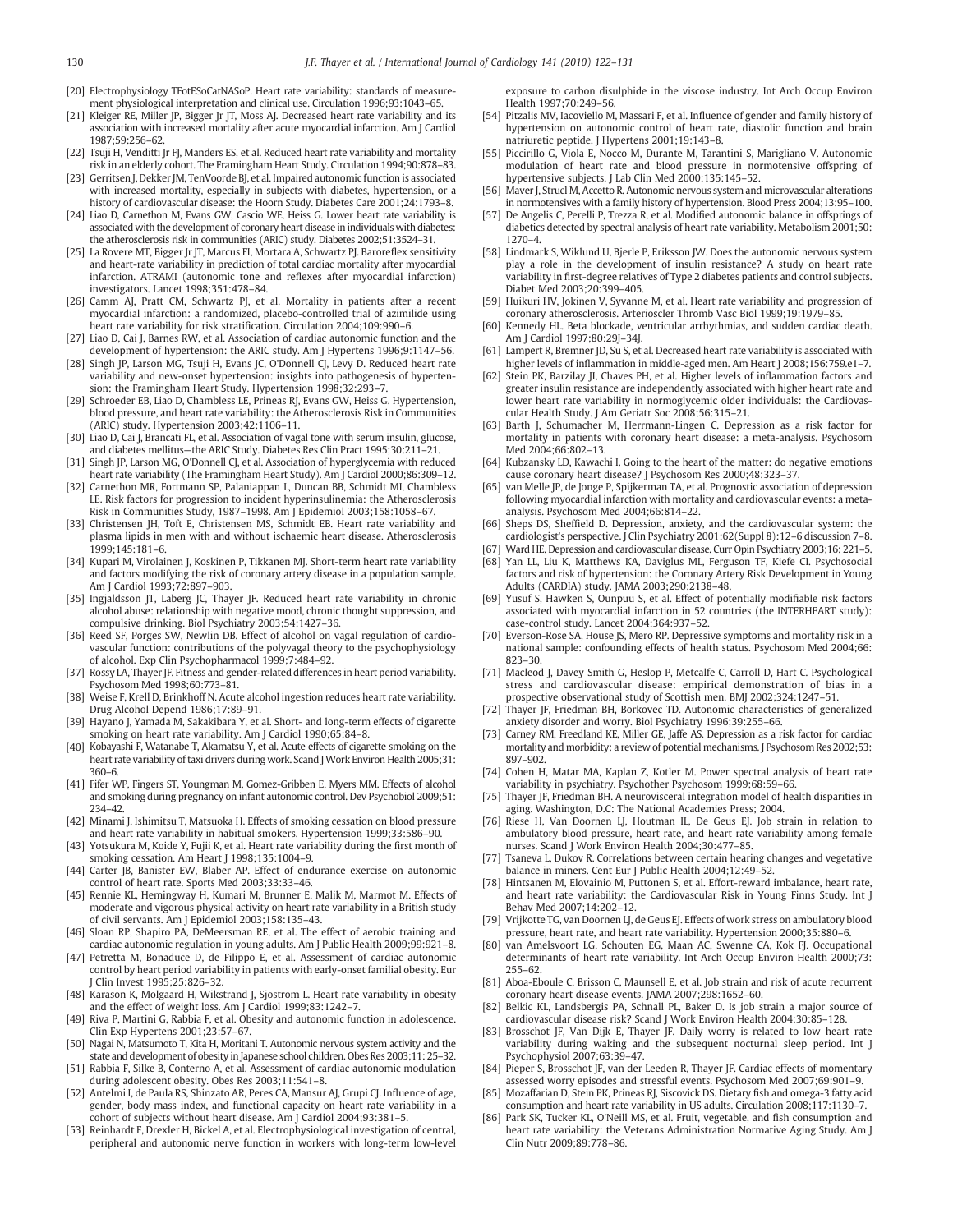[20] Electrophysiology TFotESoCatNASoP. Heart rate variability: standards of measurement physiological interpretation and clinical use. Circulation 1996;93:1043–65.

[21] Kleiger RE, Miller JP, Bigger Jr JT, Moss AJ. Decreased heart rate variability and its association with increased mortality after acute myocardial infarction. Am J Cardiol 1987;59:256–62.

[22] Tsuji H, Venditti Jr FJ, Manders ES, et al. Reduced heart rate variability and mortality risk in an elderly cohort. The Framingham Heart Study. Circulation 1994;90:878–83.

[23] Gerritsen J, Dekker JM, TenVoorde BJ, et al. Impaired autonomic function is associated with increased mortality, especially in subjects with diabetes, hypertension, or a history of cardiovascular disease: the Hoorn Study. Diabetes Care 2001;24:1793–8.

[24] Liao D, Carnethon M, Evans GW, Cascio WE, Heiss G. Lower heart rate variability is associated with the development of coronary heart disease in individuals with diabetes: the atherosclerosis risk in communities (ARIC) study. Diabetes 2002;51:3524–31.

[25] La Rovere MT, Bigger Jr JT, Marcus FI, Mortara A, Schwartz PJ. Baroreflex sensitivity and heart-rate variability in prediction of total cardiac mortality after myocardial infarction. ATRAMI (autonomic tone and reflexes after myocardial infarction) investigators. Lancet 1998;351:478–84.

[26] Camm AJ, Pratt CM, Schwartz PJ, et al. Mortality in patients after a recent myocardial infarction: a randomized, placebo-controlled trial of azimilide using heart rate variability for risk stratification. Circulation 2004;109:990–6.

[27] Liao D, Cai J, Barnes RW, et al. Association of cardiac autonomic function and the development of hypertension: the ARIC study. Am J Hypertens 1996;9:1147–56.

[28] Singh JP, Larson MG, Tsuji H, Evans JC, O'Donnell CJ, Levy D. Reduced heart rate variability and new-onset hypertension: insights into pathogenesis of hypertension: the Framingham Heart Study. Hypertension 1998;32:293–7.

[29] Schroeder EB, Liao D, Chambless LE, Prineas RJ, Evans GW, Heiss G. Hypertension, blood pressure, and heart rate variability: the Atherosclerosis Risk in Communities (ARIC) study. Hypertension 2003;42:1106–11.

[30] Liao D, Cai J, Brancati FL, et al. Association of vagal tone with serum insulin, glucose, and diabetes mellitus—the ARIC Study. Diabetes Res Clin Pract 1995;30:211–21.

[31] Singh JP, Larson MG, O'Donnell CJ, et al. Association of hyperglycemia with reduced heart rate variability (The Framingham Heart Study). Am J Cardiol 2000;86:309–12.

[32] Carnethon MR, Fortmann SP, Palaniappan L, Duncan BB, Schmidt MI, Chambless LE. Risk factors for progression to incident hyperinsulinemia: the Atherosclerosis Risk in Communities Study, 1987–1998. Am J Epidemiol 2003;158:1058–67.

[33] Christensen JH, Toft E, Christensen MS, Schmidt EB. Heart rate variability and plasma lipids in men with and without ischaemic heart disease. Atherosclerosis 1999;145:181–6.

[34] Kupari M, Virolainen J, Koskinen P, Tikkanen MJ. Short-term heart rate variability and factors modifying the risk of coronary artery disease in a population sample. Am J Cardiol 1993;72:897–903.

[35] Ingjaldsson JT, Laberg JC, Thayer JF. Reduced heart rate variability in chronic alcohol abuse: relationship with negative mood, chronic thought suppression, and compulsive drinking. Biol Psychiatry 2003;54:1427–36.

[36] Reed SF, Porges SW, Newlin DB. Effect of alcohol on vagal regulation of cardiovascular function: contributions of the polyvagal theory to the psychophysiology of alcohol. Exp Clin Psychopharmacol 1999;7:484–92.

[37] Rossy LA, Thayer JF. Fitness and gender-related differences in heart period variability. Psychosom Med 1998;60:773–81.

[38] Weise F, Krell D, Brinkhoff N. Acute alcohol ingestion reduces heart rate variability. Drug Alcohol Depend 1986;17:89–91.

[39] Hayano J, Yamada M, Sakakibara Y, et al. Short- and long-term effects of cigarette smoking on heart rate variability. Am J Cardiol 1990;65:84–8.

[40] Kobayashi F, Watanabe T, Akamatsu Y, et al. Acute effects of cigarette smoking on the heart rate variability of taxi drivers during work. Scand J Work Environ Health 2005;31:360–6.

[41] Fifer WP, Fingers ST, Youngman M, Gomez-Gribben E, Myers MM. Effects of alcohol and smoking during pregnancy on infant autonomic control. Dev Psychobiol 2009;51:234–42.

[42] Minami J, Ishimitsu T, Matsuoka H. Effects of smoking cessation on blood pressure and heart rate variability in habitual smokers. Hypertension 1999;33:586–90.

[43] Yotsukura M, Koide Y, Fujii K, et al. Heart rate variability during the first month of smoking cessation. Am Heart J 1998;135:1004–9.

[44] Carter JB, Banister EW, Blaber AP. Effect of endurance exercise on autonomic control of heart rate. Sports Med 2003;33:33–46.

[45] Rennie KL, Hemingway H, Kumari M, Brunner E, Malik M, Marmot M. Effects of moderate and vigorous physical activity on heart rate variability in a British study of civil servants. Am J Epidemiol 2003;158:135–43.

[46] Sloan RP, Shapiro PA, DeMeersman RE, et al. The effect of aerobic training and cardiac autonomic regulation in young adults. Am J Public Health 2009;99:921–8.

[47] Petretta M, Bonaduce D, de Filippo E, et al. Assessment of cardiac autonomic control by heart period variability in patients with early-onset familial obesity. Eur J Clin Invest 1995;25:826–32.

[48] Karason K, Molgaard H, Wikstrand J, Sjostrom L. Heart rate variability in obesity and the effect of weight loss. Am J Cardiol 1999;83:1242–7.

[49] Riva P, Martini G, Rabbia F, et al. Obesity and autonomic function in adolescence. Clin Exp Hypertens 2001;23:57–67.

[50] Nagai N, Matsumoto T, Kita H, Moritani T. Autonomic nervous system activity and the state and development of obesity in Japanese school children. Obes Res 2003;11: 25–32.

[51] Rabbia F, Silke B, Conterno A, et al. Assessment of cardiac autonomic modulation during adolescent obesity. Obes Res 2003;11:541–8.

[52] Antelmi I, de Paula RS, Shinzato AR, Peres CA, Mansur AJ, Grupi CJ. Influence of age, gender, body mass index, and functional capacity on heart rate variability in a cohort of subjects without heart disease. Am J Cardiol 2004;93:381–5.

[53] Reinhardt F, Drexler H, Bickel A, et al. Electrophysiological investigation of central, peripheral and autonomic nerve function in workers with long-term low-level exposure to carbon disulphide in the viscose industry. Int Arch Occup Environ Health 1997;70:249–56.

[54] Pitzalis MV, Iacoviello M, Massari F, et al. Influence of gender and family history of hypertension on autonomic control of heart rate, diastolic function and brain natriuretic peptide. J Hypertens 2001;19:143–8.

[55] Piccirillo G, Viola E, Nocco M, Durante M, Tarantini S, Marigliano V. Autonomic modulation of heart rate and blood pressure in normotensive offspring of hypertensive subjects. J Lab Clin Med 2000;135:145–52.

[56] Maver J, Strucl M, Accetto R. Autonomic nervous system and microvascular alterations in normotensives with a family history of hypertension. Blood Press 2004;13:95–100.

[57] De Angelis C, Perelli P, Trezza R, et al. Modified autonomic balance in offsprings of diabetics detected by spectral analysis of heart rate variability. Metabolism 2001;50:1270–4.

[58] Lindmark S, Wiklund U, Bjerle P, Eriksson JW. Does the autonomic nervous system play a role in the development of insulin resistance? A study on heart rate variability in first-degree relatives of Type 2 diabetes patients and control subjects. Diabet Med 2003;20:399–405.

[59] Huikuri HV, Jokinen V, Syvanne M, et al. Heart rate variability and progression of coronary atherosclerosis. Arterioscler Thromb Vasc Biol 1999;19:1979–85.

[60] Kennedy HL. Beta blockade, ventricular arrhythmias, and sudden cardiac death. Am J Cardiol 1997;80:29J–34J.

[61] Lampert R, Bremner JD, Su S, et al. Decreased heart rate variability is associated with higher levels of inflammation in middle-aged men. Am Heart J 2008;156:759.e1–7.

[62] Stein PK, Barzilay JI, Chaves PH, et al. Higher levels of inflammation factors and greater insulin resistance are independently associated with higher heart rate and lower heart rate variability in normoglycemic older individuals: the Cardiovascular Health Study. J Am Geriatr Soc 2008;56:315–21.

[63] Barth J, Schumacher M, Herrmann-Lingen C. Depression as a risk factor for mortality in patients with coronary heart disease: a meta-analysis. Psychosom Med 2004;66:802–13.

[64] Kubzansky LD, Kawachi I. Going to the heart of the matter: do negative emotions cause coronary heart disease? J Psychosom Res 2000;48:323–37.

[65] van Melle JP, de Jonge P, Spijkerman TA, et al. Prognostic association of depression following myocardial infarction with mortality and cardiovascular events: a meta-analysis. Psychosom Med 2004;66:814–22.

[66] Sheps DS, Sheffield D. Depression, anxiety, and the cardiovascular system: the cardiologist's perspective. J Clin Psychiatry 2001;62(Suppl 8):12–6 discussion 7–8.

[67] Ward HE. Depression and cardiovascular disease. Curr Opin Psychiatry 2003;16: 221–5.

[68] Yan LL, Liu K, Matthews KA, Daviglus ML, Ferguson TF, Kiefe CI. Psychosocial factors and risk of hypertension: the Coronary Artery Risk Development in Young Adults (CARDIA) study. JAMA 2003;290:2138–48.

[69] Yusuf S, Hawken S, Ounpuu S, et al. Effect of potentially modifiable risk factors associated with myocardial infarction in 52 countries (the INTERHEART study): case-control study. Lancet 2004;364:937–52.

[70] Everson-Rose SA, House JS, Mero RP. Depressive symptoms and mortality risk in a national sample: confounding effects of health status. Psychosom Med 2004;66: 823–30.

[71] Macleod J, Davey Smith G, Heslop P, Metcalfe C, Carroll D, Hart C. Psychological stress and cardiovascular disease: empirical demonstration of bias in a prospective observational study of Scottish men. BMJ 2002;324:1247–51.

[72] Thayer JF, Friedman BH, Borkovec TD. Autonomic characteristics of generalized anxiety disorder and worry. Biol Psychiatry 1996;39:255–66.

[73] Carney RM, Freedland KE, Miller GE, Jaffe AS. Depression as a risk factor for cardiac mortality and morbidity: a review of potential mechanisms. J Psychosom Res 2002;53: 897–902.

[74] Cohen H, Matar MA, Kaplan Z, Kotler M. Power spectral analysis of heart rate variability in psychiatry. Psychother Psychosom 1999;68:59–66.

[75] Thayer JF, Friedman BH. A neurovisceral integration model of health disparities in aging. Washington, D.C: The National Academies Press; 2004.

[76] Riese H, Van Doornen LJ, Houtman IL, De Geus EJ. Job strain in relation to ambulatory blood pressure, heart rate, and heart rate variability among female nurses. Scand J Work Environ Health 2004;30:477–85.

[77] Tsaneva L, Dukov R. Correlations between certain hearing changes and vegetative balance in miners. Cent Eur J Public Health 2004;12:49–52.

[78] Hintsanen M, Elovainio M, Puttonen S, et al. Effort-reward imbalance, heart rate, and heart rate variability: the Cardiovascular Risk in Young Finns Study. Int J Behav Med 2007;14:202–12.

[79] Vrijkotte TG, van Doornen LJ, de Geus EJ. Effects of work stress on ambulatory blood pressure, heart rate, and heart rate variability. Hypertension 2000;35:880–6.

[80] van Amelsvoort LG, Schouten EG, Maan AC, Swenne CA, Kok FJ. Occupational determinants of heart rate variability. Int Arch Occup Environ Health 2000;73: 255–62.

[81] Aboa-Eboule C, Brisson C, Maunsell E, et al. Job strain and risk of acute recurrent coronary heart disease events. JAMA 2007;298:1652–60.

[82] Belkic KL, Landsbergis PA, Schnall PL, Baker D. Is job strain a major source of cardiovascular disease risk? Scand J Work Environ Health 2004;30:85–128.

[83] Brosschot JF, Van Dijk E, Thayer JF. Daily worry is related to low heart rate variability during waking and the subsequent nocturnal sleep period. Int J Psychophysiol 2007;63:39–47.

[84] Pieper S, Brosschot JF, van der Leeden R, Thayer JF. Cardiac effects of momentary assessed worry episodes and stressful events. Psychosom Med 2007;69:901–9.

[85] Mozaffarian D, Stein PK, Prineas RJ, Siscovick DS. Dietary fish and omega-3 fatty acid consumption and heart rate variability in US adults. Circulation 2008;117:1130–7.

[86] Park SK, Tucker KL, O'Neill MS, et al. Fruit, vegetable, and fish consumption and heart rate variability: the Veterans Administration Normative Aging Study. Am J Clin Nutr 2009;89:778–86.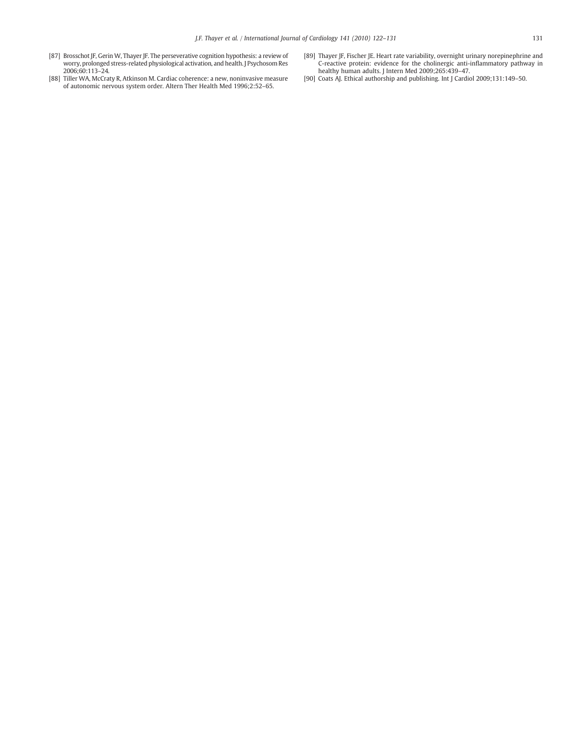[87] Brosschot JF, Gerin W, Thayer JF. The perseverative cognition hypothesis: a review of worry, prolonged stress-related physiological activation, and health. J Psychosom Res 2006;60:113–24.

[88] Tiller WA, McCraty R, Atkinson M. Cardiac coherence: a new, noninvasive measure of autonomic nervous system order. Altern Ther Health Med 1996;2:52–65.

[89] Thayer JF, Fischer JE. Heart rate variability, overnight urinary norepinephrine and C-reactive protein: evidence for the cholinergic anti-inflammatory pathway in healthy human adults. J Intern Med 2009;265:439–47.

[90] Coats AJ. Ethical authorship and publishing. Int J Cardiol 2009;131:149–50.